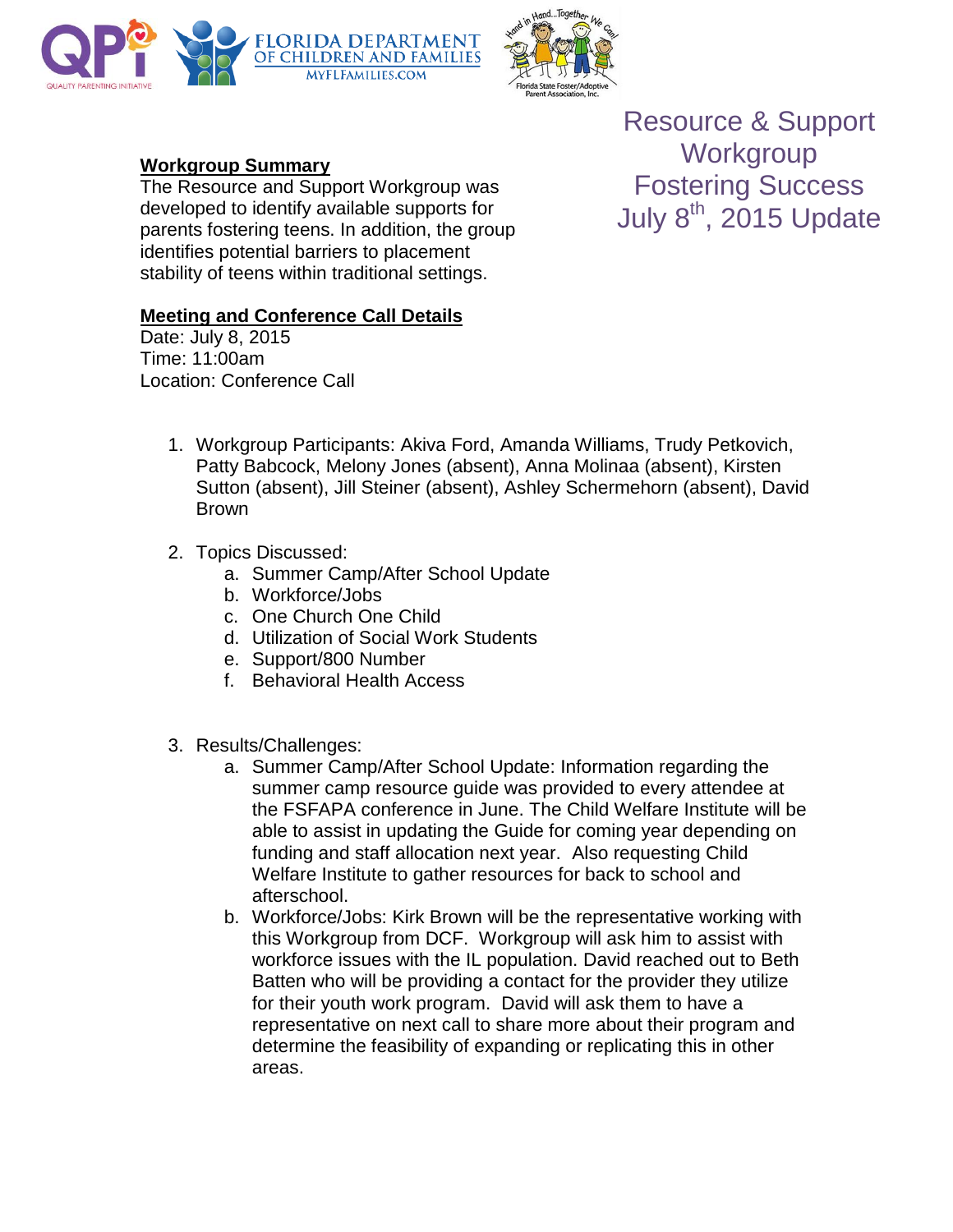# Resource & Support Workgroup Fostering Success July 8th, 2015 Update

## Workgroup Summary

The Resource and Support Workgroup was developed to identify available supports for parents fostering teens. In addition, the group identifies potential barriers to placement stability of teens within traditional settings.

## Meeting and Conference Call Details

Date: July 8, 2015
Time: 11:00am
Location: Conference Call

1. Workgroup Participants: Akiva Ford, Amanda Williams, Trudy Petkovich, Patty Babcock, Melony Jones (absent), Anna Molinaa (absent), Kirsten Sutton (absent), Jill Steiner (absent), Ashley Schermehorn (absent), David Brown

2. Topics Discussed:
    a. Summer Camp/After School Update
    b. Workforce/Jobs
    c. One Church One Child
    d. Utilization of Social Work Students
    e. Support/800 Number
    f. Behavioral Health Access

3. Results/Challenges:
    a. Summer Camp/After School Update: Information regarding the summer camp resource guide was provided to every attendee at the FSFAPA conference in June. The Child Welfare Institute will be able to assist in updating the Guide for coming year depending on funding and staff allocation next year. Also requesting Child Welfare Institute to gather resources for back to school and afterschool.
    b. Workforce/Jobs: Kirk Brown will be the representative working with this Workgroup from DCF. Workgroup will ask him to assist with workforce issues with the IL population. David reached out to Beth Batten who will be providing a contact for the provider they utilize for their youth work program. David will ask them to have a representative on next call to share more about their program and determine the feasibility of expanding or replicating this in other areas.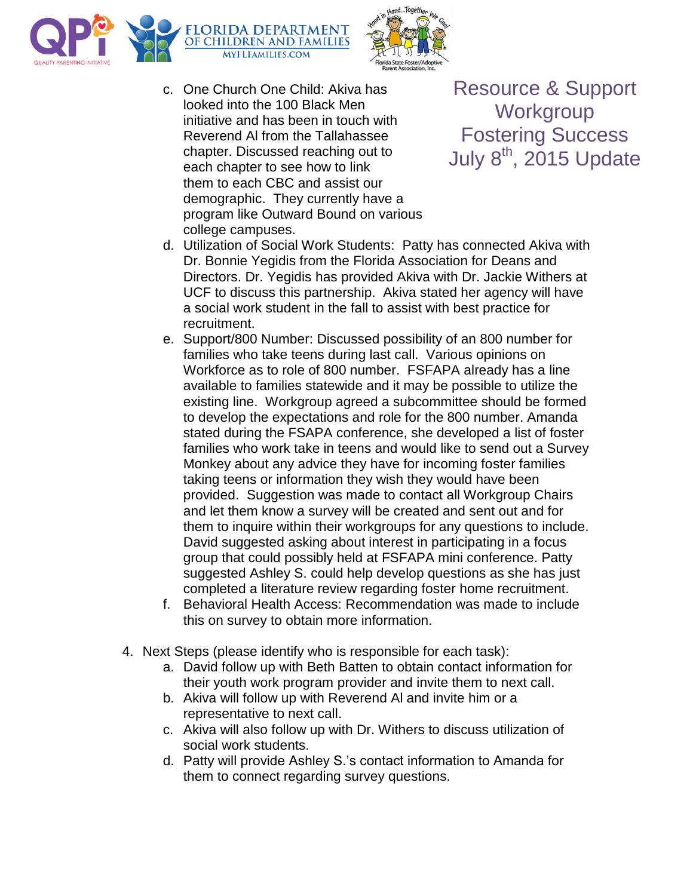Resource & Support Workgroup
Fostering Success
July 8th, 2015 Update

c. One Church One Child: Akiva has looked into the 100 Black Men initiative and has been in touch with Reverend Al from the Tallahassee chapter. Discussed reaching out to each chapter to see how to link them to each CBC and assist our demographic. They currently have a program like Outward Bound on various college campuses.
d. Utilization of Social Work Students: Patty has connected Akiva with Dr. Bonnie Yegidis from the Florida Association for Deans and Directors. Dr. Yegidis has provided Akiva with Dr. Jackie Withers at UCF to discuss this partnership. Akiva stated her agency will have a social work student in the fall to assist with best practice for recruitment.
e. Support/800 Number: Discussed possibility of an 800 number for families who take teens during last call. Various opinions on Workforce as to role of 800 number. FSFAPA already has a line available to families statewide and it may be possible to utilize the existing line. Workgroup agreed a subcommittee should be formed to develop the expectations and role for the 800 number. Amanda stated during the FSAPA conference, she developed a list of foster families who work take in teens and would like to send out a Survey Monkey about any advice they have for incoming foster families taking teens or information they wish they would have been provided. Suggestion was made to contact all Workgroup Chairs and let them know a survey will be created and sent out and for them to inquire within their workgroups for any questions to include. David suggested asking about interest in participating in a focus group that could possibly held at FSFAPA mini conference. Patty suggested Ashley S. could help develop questions as she has just completed a literature review regarding foster home recruitment.
f. Behavioral Health Access: Recommendation was made to include this on survey to obtain more information.

4. Next Steps (please identify who is responsible for each task):
   a. David follow up with Beth Batten to obtain contact information for their youth work program provider and invite them to next call.
   b. Akiva will follow up with Reverend Al and invite him or a representative to next call.
   c. Akiva will also follow up with Dr. Withers to discuss utilization of social work students.
   d. Patty will provide Ashley S.'s contact information to Amanda for them to connect regarding survey questions.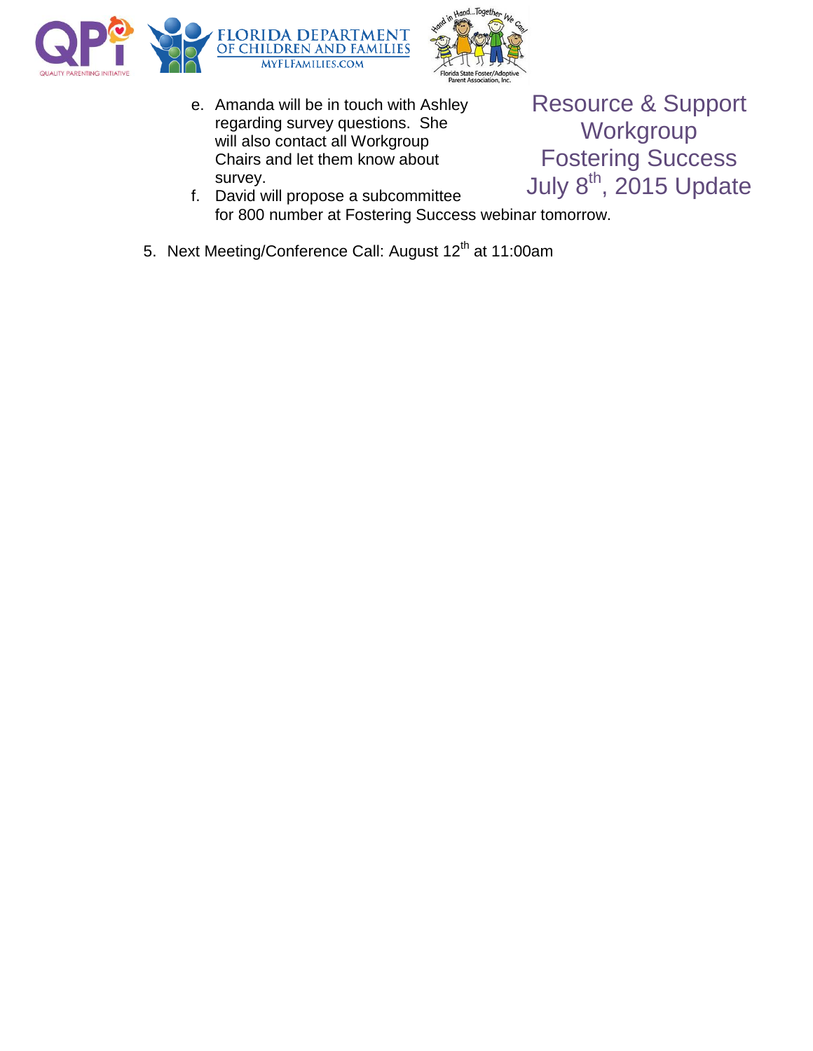Resource & Support Workgroup
Fostering Success
July 8th, 2015 Update

   e. Amanda will be in touch with Ashley regarding survey questions. She will also contact all Workgroup Chairs and let them know about survey.
   f. David will propose a subcommittee for 800 number at Fostering Success webinar tomorrow.

5. Next Meeting/Conference Call: August 12th at 11:00am